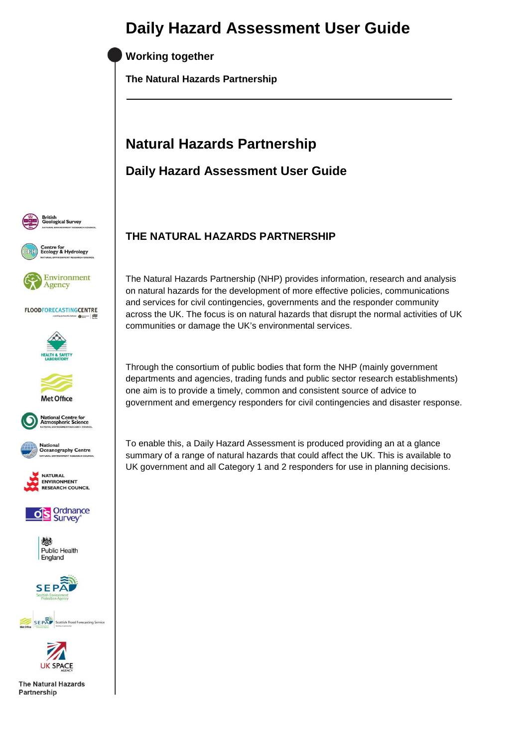# Daily Hazard Assessment User Guide

**Working together**

**The Natural Hazards Partnership**

---

## Natural Hazards Partnership

### Daily Hazard Assessment User Guide

British Geological Survey

Centre for Ecology & Hydrology

Environment Agency

Flood Forecasting Centre

Health & Safety Laboratory

Met Office

National Centre for Atmospheric Science

National Oceanography Centre

Natural Environment Research Council

Ordnance Survey

Public Health England

SEPA Scottish Environment Protection Agency

Scottish Flood Forecasting Service

UK Space Agency

The Natural Hazards Partnership

### THE NATURAL HAZARDS PARTNERSHIP

The Natural Hazards Partnership (NHP) provides information, research and analysis on natural hazards for the development of more effective policies, communications and services for civil contingencies, governments and the responder community across the UK. The focus is on natural hazards that disrupt the normal activities of UK communities or damage the UK's environmental services.

Through the consortium of public bodies that form the NHP (mainly government departments and agencies, trading funds and public sector research establishments) one aim is to provide a timely, common and consistent source of advice to government and emergency responders for civil contingencies and disaster response.

To enable this, a Daily Hazard Assessment is produced providing an at a glance summary of a range of natural hazards that could affect the UK. This is available to UK government and all Category 1 and 2 responders for use in planning decisions.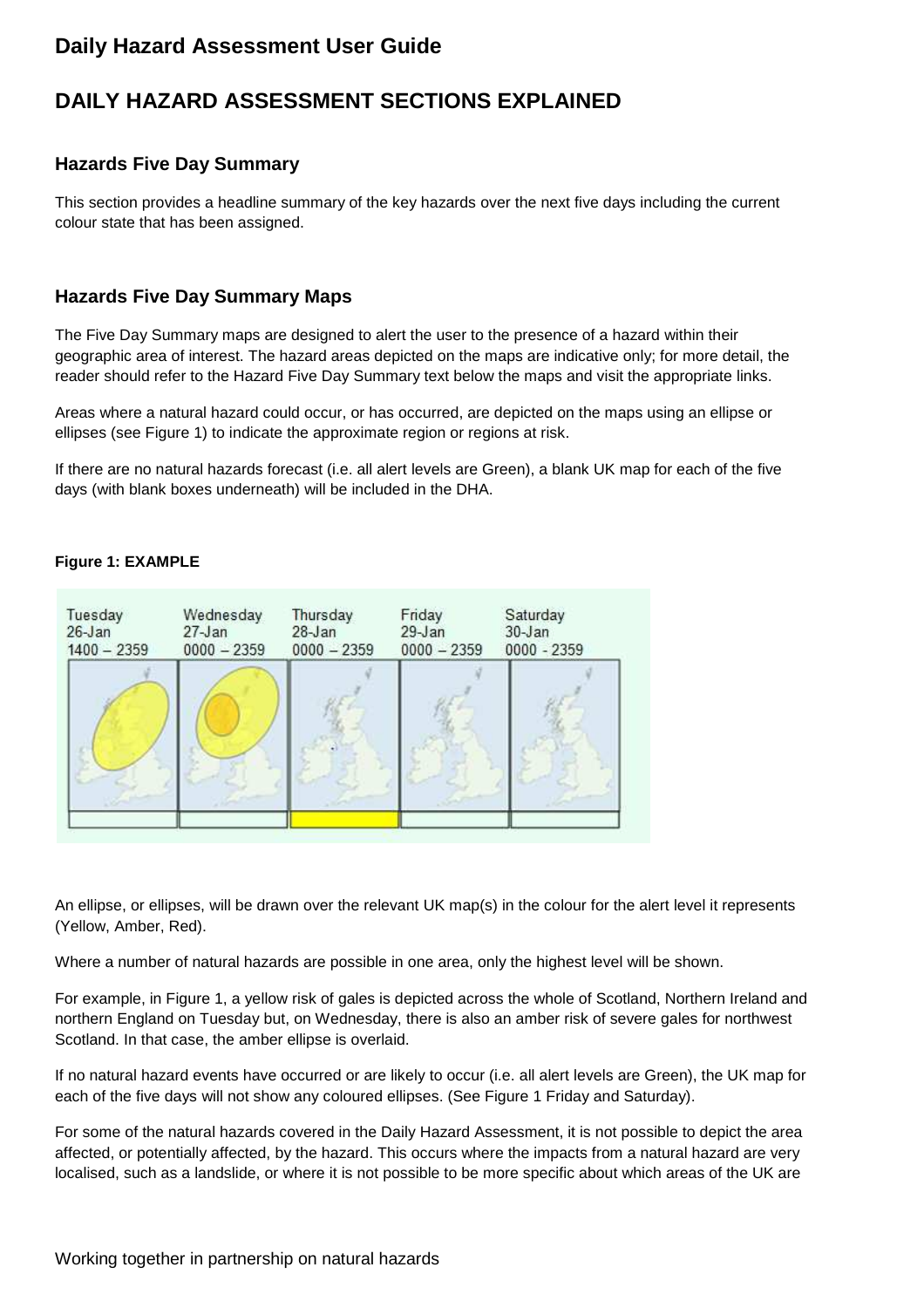## Daily Hazard Assessment User Guide

# DAILY HAZARD ASSESSMENT SECTIONS EXPLAINED

### Hazards Five Day Summary

This section provides a headline summary of the key hazards over the next five days including the current colour state that has been assigned.

### Hazards Five Day Summary Maps

The Five Day Summary maps are designed to alert the user to the presence of a hazard within their geographic area of interest. The hazard areas depicted on the maps are indicative only; for more detail, the reader should refer to the Hazard Five Day Summary text below the maps and visit the appropriate links.

Areas where a natural hazard could occur, or has occurred, are depicted on the maps using an ellipse or ellipses (see Figure 1) to indicate the approximate region or regions at risk.

If there are no natural hazards forecast (i.e. all alert levels are Green), a blank UK map for each of the five days (with blank boxes underneath) will be included in the DHA.

**Figure 1: EXAMPLE**

| Tuesday 26-Jan 1400 – 2359 | Wednesday 27-Jan 0000 – 2359 | Thursday 28-Jan 0000 – 2359 | Friday 29-Jan 0000 – 2359 | Saturday 30-Jan 0000 - 2359 |
|---|---|---|---|---|

An ellipse, or ellipses, will be drawn over the relevant UK map(s) in the colour for the alert level it represents (Yellow, Amber, Red).

Where a number of natural hazards are possible in one area, only the highest level will be shown.

For example, in Figure 1, a yellow risk of gales is depicted across the whole of Scotland, Northern Ireland and northern England on Tuesday but, on Wednesday, there is also an amber risk of severe gales for northwest Scotland. In that case, the amber ellipse is overlaid.

If no natural hazard events have occurred or are likely to occur (i.e. all alert levels are Green), the UK map for each of the five days will not show any coloured ellipses. (See Figure 1 Friday and Saturday).

For some of the natural hazards covered in the Daily Hazard Assessment, it is not possible to depict the area affected, or potentially affected, by the hazard. This occurs where the impacts from a natural hazard are very localised, such as a landslide, or where it is not possible to be more specific about which areas of the UK are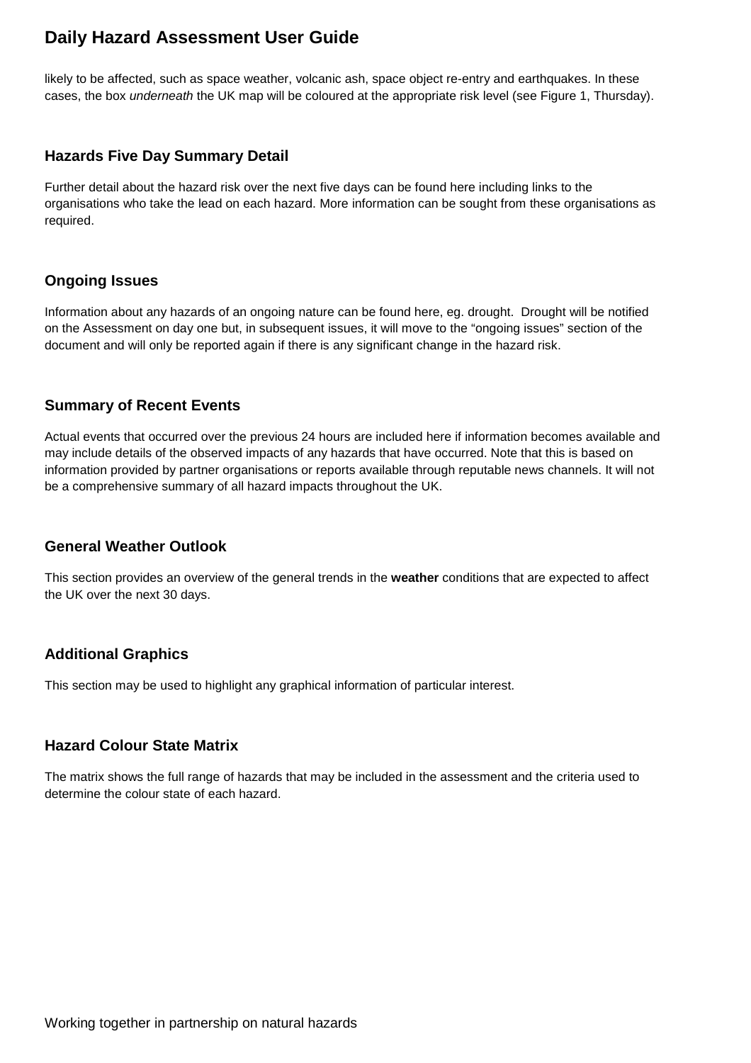likely to be affected, such as space weather, volcanic ash, space object re-entry and earthquakes. In these cases, the box *underneath* the UK map will be coloured at the appropriate risk level (see Figure 1, Thursday).

## Hazards Five Day Summary Detail

Further detail about the hazard risk over the next five days can be found here including links to the organisations who take the lead on each hazard. More information can be sought from these organisations as required.

## Ongoing Issues

Information about any hazards of an ongoing nature can be found here, eg. drought. Drought will be notified on the Assessment on day one but, in subsequent issues, it will move to the "ongoing issues" section of the document and will only be reported again if there is any significant change in the hazard risk.

## Summary of Recent Events

Actual events that occurred over the previous 24 hours are included here if information becomes available and may include details of the observed impacts of any hazards that have occurred. Note that this is based on information provided by partner organisations or reports available through reputable news channels. It will not be a comprehensive summary of all hazard impacts throughout the UK.

## General Weather Outlook

This section provides an overview of the general trends in the **weather** conditions that are expected to affect the UK over the next 30 days.

## Additional Graphics

This section may be used to highlight any graphical information of particular interest.

## Hazard Colour State Matrix

The matrix shows the full range of hazards that may be included in the assessment and the criteria used to determine the colour state of each hazard.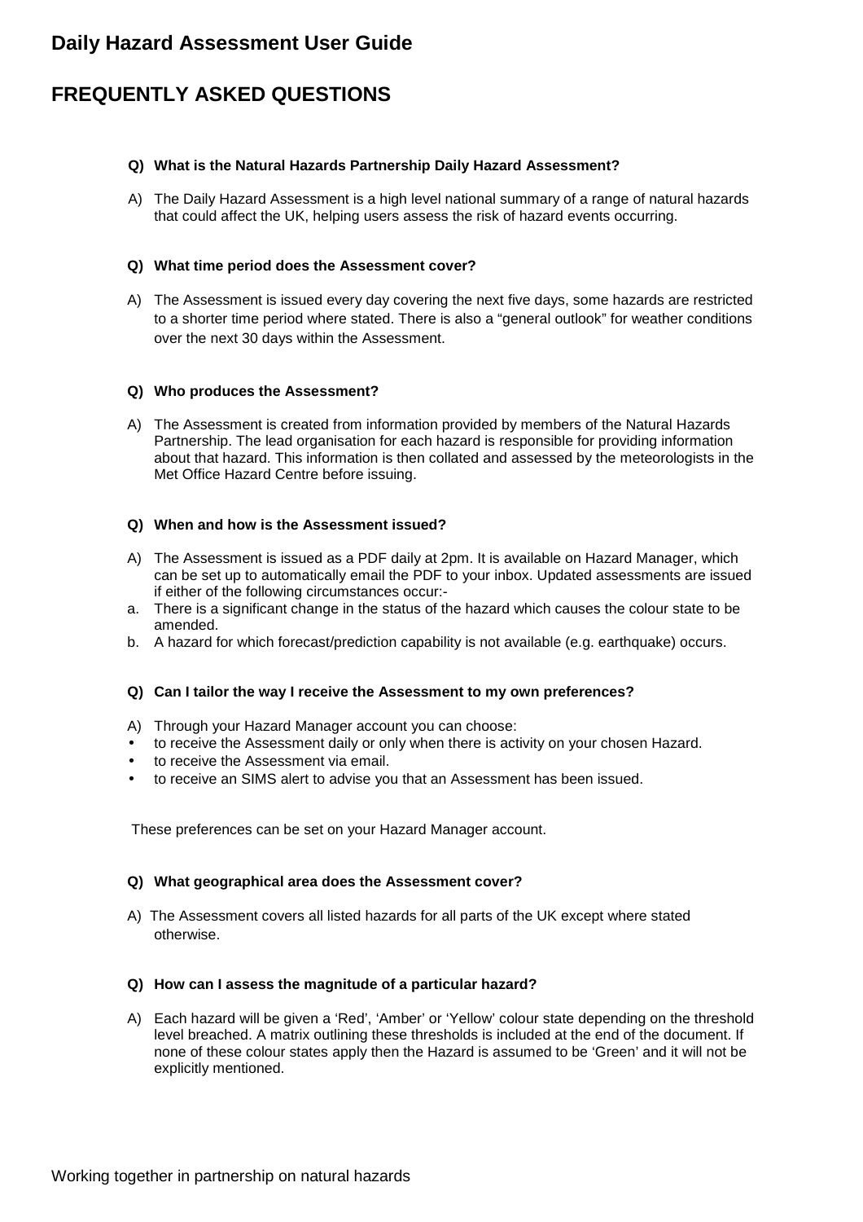# Daily Hazard Assessment User Guide

## FREQUENTLY ASKED QUESTIONS

**Q) What is the Natural Hazards Partnership Daily Hazard Assessment?**

A) The Daily Hazard Assessment is a high level national summary of a range of natural hazards that could affect the UK, helping users assess the risk of hazard events occurring.

**Q) What time period does the Assessment cover?**

A) The Assessment is issued every day covering the next five days, some hazards are restricted to a shorter time period where stated. There is also a "general outlook" for weather conditions over the next 30 days within the Assessment.

**Q) Who produces the Assessment?**

A) The Assessment is created from information provided by members of the Natural Hazards Partnership. The lead organisation for each hazard is responsible for providing information about that hazard. This information is then collated and assessed by the meteorologists in the Met Office Hazard Centre before issuing.

**Q) When and how is the Assessment issued?**

A) The Assessment is issued as a PDF daily at 2pm. It is available on Hazard Manager, which can be set up to automatically email the PDF to your inbox. Updated assessments are issued if either of the following circumstances occur:-

a. There is a significant change in the status of the hazard which causes the colour state to be amended.
b. A hazard for which forecast/prediction capability is not available (e.g. earthquake) occurs.

**Q) Can I tailor the way I receive the Assessment to my own preferences?**

A) Through your Hazard Manager account you can choose:

- to receive the Assessment daily or only when there is activity on your chosen Hazard.
- to receive the Assessment via email.
- to receive an SIMS alert to advise you that an Assessment has been issued.

These preferences can be set on your Hazard Manager account.

**Q) What geographical area does the Assessment cover?**

A) The Assessment covers all listed hazards for all parts of the UK except where stated otherwise.

**Q) How can I assess the magnitude of a particular hazard?**

A) Each hazard will be given a 'Red', 'Amber' or 'Yellow' colour state depending on the threshold level breached. A matrix outlining these thresholds is included at the end of the document. If none of these colour states apply then the Hazard is assumed to be 'Green' and it will not be explicitly mentioned.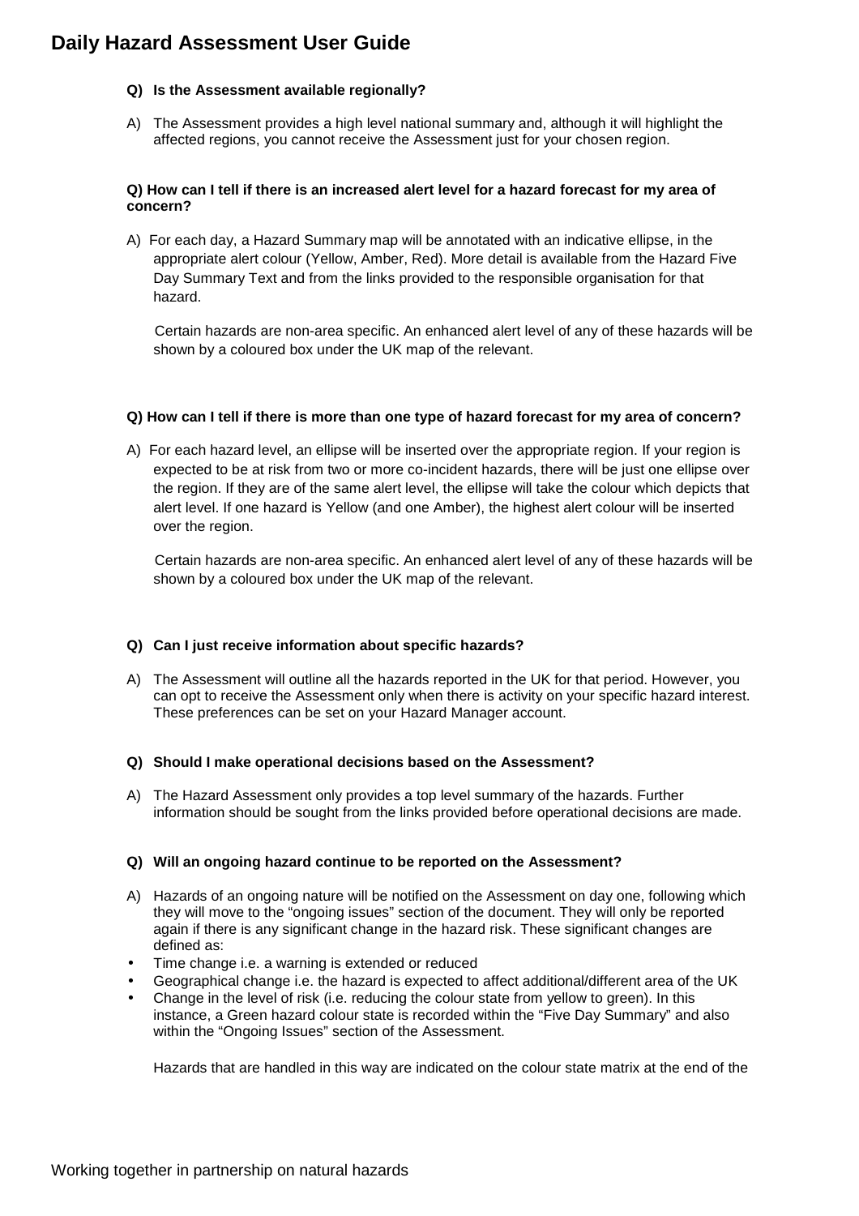**Q) Is the Assessment available regionally?**

A) The Assessment provides a high level national summary and, although it will highlight the affected regions, you cannot receive the Assessment just for your chosen region.

**Q) How can I tell if there is an increased alert level for a hazard forecast for my area of concern?**

A) For each day, a Hazard Summary map will be annotated with an indicative ellipse, in the appropriate alert colour (Yellow, Amber, Red). More detail is available from the Hazard Five Day Summary Text and from the links provided to the responsible organisation for that hazard.

Certain hazards are non-area specific. An enhanced alert level of any of these hazards will be shown by a coloured box under the UK map of the relevant.

**Q) How can I tell if there is more than one type of hazard forecast for my area of concern?**

A) For each hazard level, an ellipse will be inserted over the appropriate region. If your region is expected to be at risk from two or more co-incident hazards, there will be just one ellipse over the region. If they are of the same alert level, the ellipse will take the colour which depicts that alert level. If one hazard is Yellow (and one Amber), the highest alert colour will be inserted over the region.

Certain hazards are non-area specific. An enhanced alert level of any of these hazards will be shown by a coloured box under the UK map of the relevant.

**Q) Can I just receive information about specific hazards?**

A) The Assessment will outline all the hazards reported in the UK for that period. However, you can opt to receive the Assessment only when there is activity on your specific hazard interest. These preferences can be set on your Hazard Manager account.

**Q) Should I make operational decisions based on the Assessment?**

A) The Hazard Assessment only provides a top level summary of the hazards. Further information should be sought from the links provided before operational decisions are made.

**Q) Will an ongoing hazard continue to be reported on the Assessment?**

A) Hazards of an ongoing nature will be notified on the Assessment on day one, following which they will move to the "ongoing issues" section of the document. They will only be reported again if there is any significant change in the hazard risk. These significant changes are defined as:

- Time change i.e. a warning is extended or reduced
- Geographical change i.e. the hazard is expected to affect additional/different area of the UK
- Change in the level of risk (i.e. reducing the colour state from yellow to green). In this instance, a Green hazard colour state is recorded within the "Five Day Summary" and also within the "Ongoing Issues" section of the Assessment.

Hazards that are handled in this way are indicated on the colour state matrix at the end of the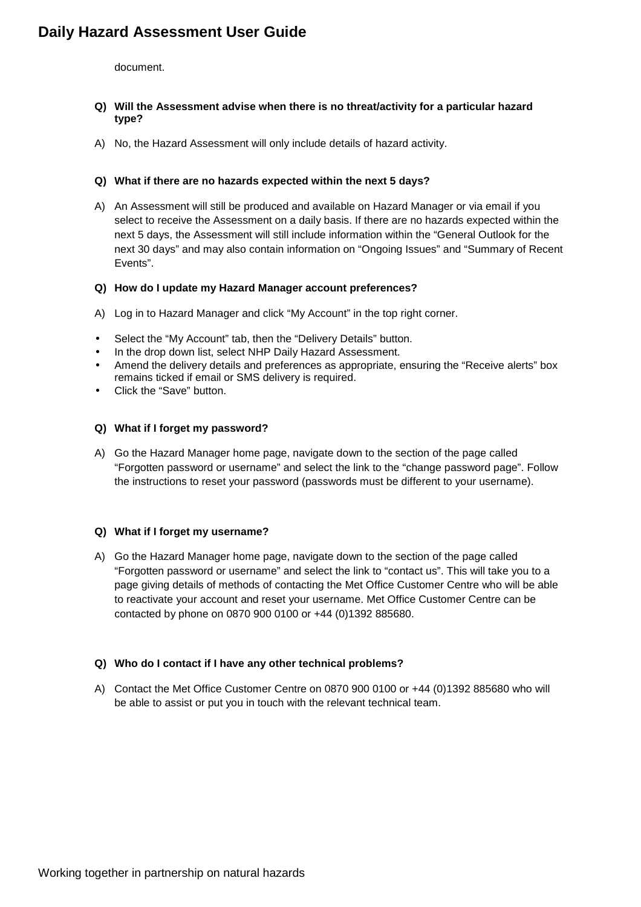document.

**Q) Will the Assessment advise when there is no threat/activity for a particular hazard type?**

A) No, the Hazard Assessment will only include details of hazard activity.

**Q) What if there are no hazards expected within the next 5 days?**

A) An Assessment will still be produced and available on Hazard Manager or via email if you select to receive the Assessment on a daily basis. If there are no hazards expected within the next 5 days, the Assessment will still include information within the "General Outlook for the next 30 days" and may also contain information on "Ongoing Issues" and "Summary of Recent Events".

**Q) How do I update my Hazard Manager account preferences?**

A) Log in to Hazard Manager and click "My Account" in the top right corner.

- Select the "My Account" tab, then the "Delivery Details" button.
- In the drop down list, select NHP Daily Hazard Assessment.
- Amend the delivery details and preferences as appropriate, ensuring the "Receive alerts" box remains ticked if email or SMS delivery is required.
- Click the "Save" button.

**Q) What if I forget my password?**

A) Go the Hazard Manager home page, navigate down to the section of the page called "Forgotten password or username" and select the link to the "change password page". Follow the instructions to reset your password (passwords must be different to your username).

**Q) What if I forget my username?**

A) Go the Hazard Manager home page, navigate down to the section of the page called "Forgotten password or username" and select the link to "contact us". This will take you to a page giving details of methods of contacting the Met Office Customer Centre who will be able to reactivate your account and reset your username. Met Office Customer Centre can be contacted by phone on 0870 900 0100 or +44 (0)1392 885680.

**Q) Who do I contact if I have any other technical problems?**

A) Contact the Met Office Customer Centre on 0870 900 0100 or +44 (0)1392 885680 who will be able to assist or put you in touch with the relevant technical team.